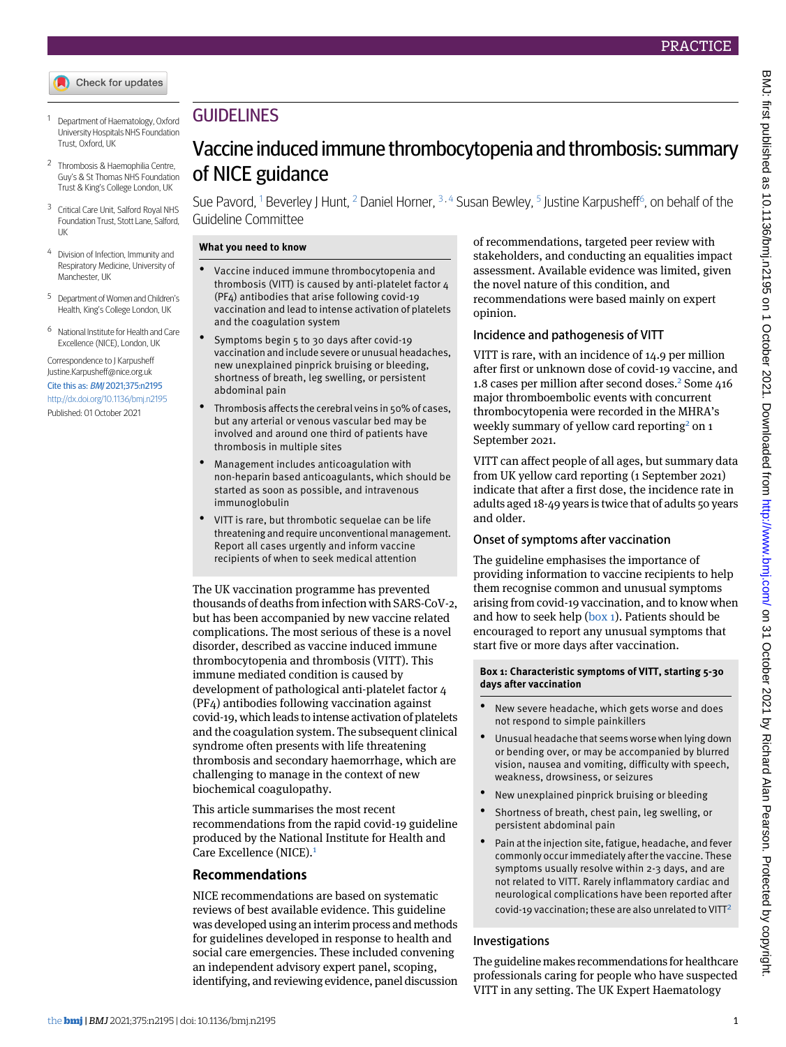PRACTICE

GUIDELINES

# Vaccine induced immune thrombocytopenia and thrombosis: summary of NICE guidance

Sue Pavord,[1] Beverley J Hunt,[2] Daniel Horner,[3,4] Susan Bewley,[5] Justine Karpusheff[6], on behalf of the Guideline Committee

[1] Department of Haematology, Oxford University Hospitals NHS Foundation Trust, Oxford, UK

[2] Thrombosis & Haemophilia Centre, Guy's & St Thomas NHS Foundation Trust & King's College London, UK

[3] Critical Care Unit, Salford Royal NHS Foundation Trust, Stott Lane, Salford, UK

[4] Division of Infection, Immunity and Respiratory Medicine, University of Manchester, UK

[5] Department of Women and Children's Health, King's College London, UK

[6] National Institute for Health and Care Excellence (NICE), London, UK

Correspondence to J Karpusheff Justine.Karpusheff@nice.org.uk

Cite this as: *BMJ* 2021;375:n2195

http://dx.doi.org/10.1136/bmj.n2195

Published: 01 October 2021

### What you need to know

- Vaccine induced immune thrombocytopenia and thrombosis (VITT) is caused by anti-platelet factor 4 (PF4) antibodies that arise following covid-19 vaccination and lead to intense activation of platelets and the coagulation system
- Symptoms begin 5 to 30 days after covid-19 vaccination and include severe or unusual headaches, new unexplained pinprick bruising or bleeding, shortness of breath, leg swelling, or persistent abdominal pain
- Thrombosis affects the cerebral veins in 50% of cases, but any arterial or venous vascular bed may be involved and around one third of patients have thrombosis in multiple sites
- Management includes anticoagulation with non-heparin based anticoagulants, which should be started as soon as possible, and intravenous immunoglobulin
- VITT is rare, but thrombotic sequelae can be life threatening and require unconventional management. Report all cases urgently and inform vaccine recipients of when to seek medical attention

The UK vaccination programme has prevented thousands of deaths from infection with SARS-CoV-2, but has been accompanied by new vaccine related complications. The most serious of these is a novel disorder, described as vaccine induced immune thrombocytopenia and thrombosis (VITT). This immune mediated condition is caused by development of pathological anti-platelet factor 4 (PF4) antibodies following vaccination against covid-19, which leads to intense activation of platelets and the coagulation system. The subsequent clinical syndrome often presents with life threatening thrombosis and secondary haemorrhage, which are challenging to manage in the context of new biochemical coagulopathy.

This article summarises the most recent recommendations from the rapid covid-19 guideline produced by the National Institute for Health and Care Excellence (NICE).[1]

## Recommendations

NICE recommendations are based on systematic reviews of best available evidence. This guideline was developed using an interim process and methods for guidelines developed in response to health and social care emergencies. These included convening an independent advisory expert panel, scoping, identifying, and reviewing evidence, panel discussion of recommendations, targeted peer review with stakeholders, and conducting an equalities impact assessment. Available evidence was limited, given the novel nature of this condition, and recommendations were based mainly on expert opinion.

### Incidence and pathogenesis of VITT

VITT is rare, with an incidence of 14.9 per million after first or unknown dose of covid-19 vaccine, and 1.8 cases per million after second doses.[2] Some 416 major thromboembolic events with concurrent thrombocytopenia were recorded in the MHRA's weekly summary of yellow card reporting[2] on 1 September 2021.

VITT can affect people of all ages, but summary data from UK yellow card reporting (1 September 2021) indicate that after a first dose, the incidence rate in adults aged 18-49 years is twice that of adults 50 years and older.

### Onset of symptoms after vaccination

The guideline emphasises the importance of providing information to vaccine recipients to help them recognise common and unusual symptoms arising from covid-19 vaccination, and to know when and how to seek help (box 1). Patients should be encouraged to report any unusual symptoms that start five or more days after vaccination.

**Box 1: Characteristic symptoms of VITT, starting 5-30 days after vaccination**

- New severe headache, which gets worse and does not respond to simple painkillers
- Unusual headache that seems worse when lying down or bending over, or may be accompanied by blurred vision, nausea and vomiting, difficulty with speech, weakness, drowsiness, or seizures
- New unexplained pinprick bruising or bleeding
- Shortness of breath, chest pain, leg swelling, or persistent abdominal pain
- Pain at the injection site, fatigue, headache, and fever commonly occur immediately after the vaccine. These symptoms usually resolve within 2-3 days, and are not related to VITT. Rarely inflammatory cardiac and neurological complications have been reported after covid-19 vaccination; these are also unrelated to VITT[2]

### Investigations

The guideline makes recommendations for healthcare professionals caring for people who have suspected VITT in any setting. The UK Expert Haematology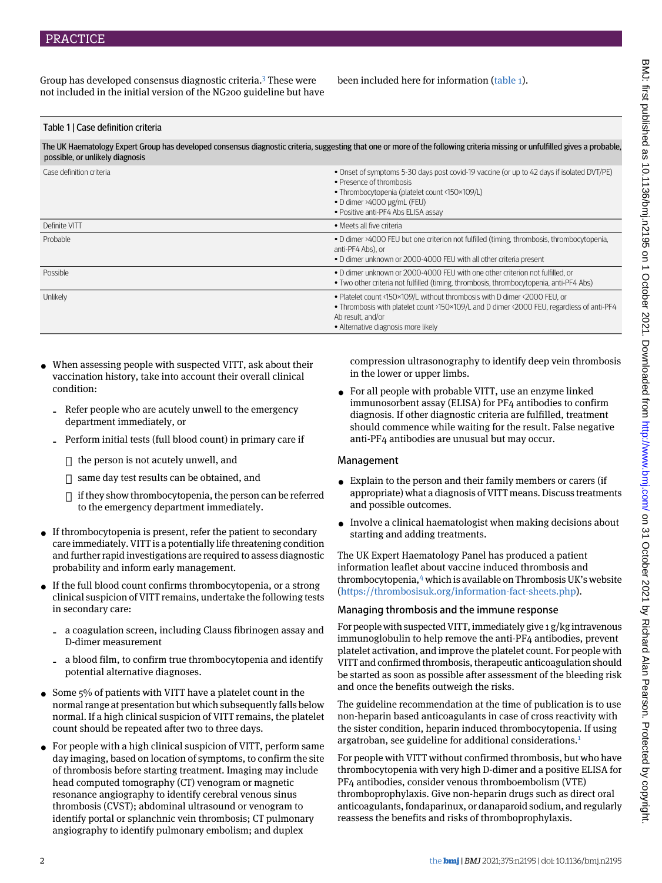Group has developed consensus diagnostic criteria.[3] These were not included in the initial version of the NG200 guideline but have been included here for information (table 1).

Table 1 | Case definition criteria

The UK Haematology Expert Group has developed consensus diagnostic criteria, suggesting that one or more of the following criteria missing or unfulfilled gives a probable, possible, or unlikely diagnosis

| | |
|---|---|
| Case definition criteria | • Onset of symptoms 5-30 days post covid-19 vaccine (or up to 42 days if isolated DVT/PE)<br>• Presence of thrombosis<br>• Thrombocytopenia (platelet count <150×109/L)<br>• D dimer >4000 μg/mL (FEU)<br>• Positive anti-PF4 Abs ELISA assay |
| Definite VITT | • Meets all five criteria |
| Probable | • D dimer >4000 FEU but one criterion not fulfilled (timing, thrombosis, thrombocytopenia, anti-PF4 Abs), or<br>• D dimer unknown or 2000-4000 FEU with all other criteria present |
| Possible | • D dimer unknown or 2000-4000 FEU with one other criterion not fulfilled, or<br>• Two other criteria not fulfilled (timing, thrombosis, thrombocytopenia, anti-PF4 Abs) |
| Unlikely | • Platelet count <150×109/L without thrombosis with D dimer <2000 FEU, or<br>• Thrombosis with platelet count >150×109/L and D dimer <2000 FEU, regardless of anti-PF4 Ab result, and/or<br>• Alternative diagnosis more likely |

- When assessing people with suspected VITT, ask about their vaccination history, take into account their overall clinical condition:
  - Refer people who are acutely unwell to the emergency department immediately, or
  - Perform initial tests (full blood count) in primary care if
    - the person is not acutely unwell, and
    - same day test results can be obtained, and
    - if they show thrombocytopenia, the person can be referred to the emergency department immediately.
- If thrombocytopenia is present, refer the patient to secondary care immediately. VITT is a potentially life threatening condition and further rapid investigations are required to assess diagnostic probability and inform early management.
- If the full blood count confirms thrombocytopenia, or a strong clinical suspicion of VITT remains, undertake the following tests in secondary care:
  - a coagulation screen, including Clauss fibrinogen assay and D-dimer measurement
  - a blood film, to confirm true thrombocytopenia and identify potential alternative diagnoses.
- Some 5% of patients with VITT have a platelet count in the normal range at presentation but which subsequently falls below normal. If a high clinical suspicion of VITT remains, the platelet count should be repeated after two to three days.
- For people with a high clinical suspicion of VITT, perform same day imaging, based on location of symptoms, to confirm the site of thrombosis before starting treatment. Imaging may include head computed tomography (CT) venogram or magnetic resonance angiography to identify cerebral venous sinus thrombosis (CVST); abdominal ultrasound or venogram to identify portal or splanchnic vein thrombosis; CT pulmonary angiography to identify pulmonary embolism; and duplex compression ultrasonography to identify deep vein thrombosis in the lower or upper limbs.
- For all people with probable VITT, use an enzyme linked immunosorbent assay (ELISA) for PF4 antibodies to confirm diagnosis. If other diagnostic criteria are fulfilled, treatment should commence while waiting for the result. False negative anti-PF4 antibodies are unusual but may occur.

## Management

- Explain to the person and their family members or carers (if appropriate) what a diagnosis of VITT means. Discuss treatments and possible outcomes.
- Involve a clinical haematologist when making decisions about starting and adding treatments.

The UK Expert Haematology Panel has produced a patient information leaflet about vaccine induced thrombosis and thrombocytopenia,[4] which is available on Thrombosis UK's website (https://thrombosisuk.org/information-fact-sheets.php).

### Managing thrombosis and the immune response

For people with suspected VITT, immediately give 1 g/kg intravenous immunoglobulin to help remove the anti-PF4 antibodies, prevent platelet activation, and improve the platelet count. For people with VITT and confirmed thrombosis, therapeutic anticoagulation should be started as soon as possible after assessment of the bleeding risk and once the benefits outweigh the risks.

The guideline recommendation at the time of publication is to use non-heparin based anticoagulants in case of cross reactivity with the sister condition, heparin induced thrombocytopenia. If using argatroban, see guideline for additional considerations.[1]

For people with VITT without confirmed thrombosis, but who have thrombocytopenia with very high D-dimer and a positive ELISA for PF4 antibodies, consider venous thromboembolism (VTE) thromboprophylaxis. Give non-heparin drugs such as direct oral anticoagulants, fondaparinux, or danaparoid sodium, and regularly reassess the benefits and risks of thromboprophylaxis.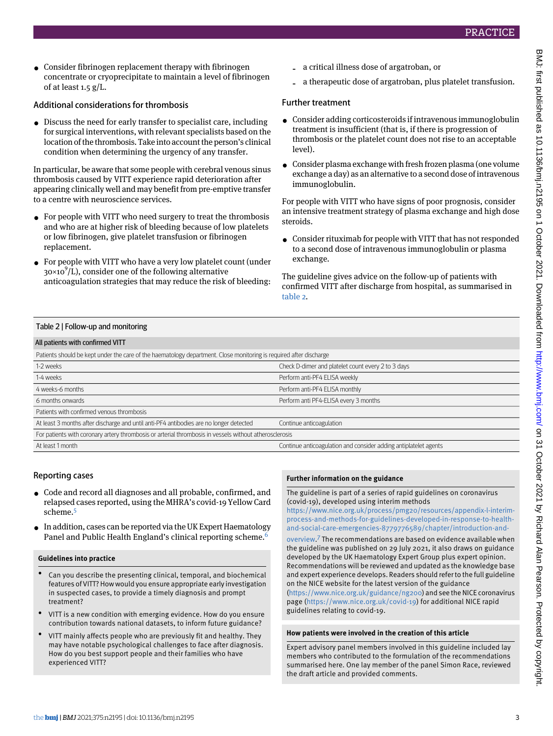- Consider fibrinogen replacement therapy with fibrinogen concentrate or cryoprecipitate to maintain a level of fibrinogen of at least 1.5 g/L.

### Additional considerations for thrombosis

- Discuss the need for early transfer to specialist care, including for surgical interventions, with relevant specialists based on the location of the thrombosis. Take into account the person's clinical condition when determining the urgency of any transfer.

In particular, be aware that some people with cerebral venous sinus thrombosis caused by VITT experience rapid deterioration after appearing clinically well and may benefit from pre-emptive transfer to a centre with neuroscience services.

- For people with VITT who need surgery to treat the thrombosis and who are at higher risk of bleeding because of low platelets or low fibrinogen, give platelet transfusion or fibrinogen replacement.
- For people with VITT who have a very low platelet count (under $30\times10^9$/L), consider one of the following alternative anticoagulation strategies that may reduce the risk of bleeding:
  - a critical illness dose of argatroban, or
  - a therapeutic dose of argatroban, plus platelet transfusion.

### Further treatment

- Consider adding corticosteroids if intravenous immunoglobulin treatment is insufficient (that is, if there is progression of thrombosis or the platelet count does not rise to an acceptable level).
- Consider plasma exchange with fresh frozen plasma (one volume exchange a day) as an alternative to a second dose of intravenous immunoglobulin.

For people with VITT who have signs of poor prognosis, consider an intensive treatment strategy of plasma exchange and high dose steroids.

- Consider rituximab for people with VITT that has not responded to a second dose of intravenous immunoglobulin or plasma exchange.

The guideline gives advice on the follow-up of patients with confirmed VITT after discharge from hospital, as summarised in table 2.

**Table 2 | Follow-up and monitoring**

| All patients with confirmed VITT | |
|---|---|
| Patients should be kept under the care of the haematology department. Close monitoring is required after discharge | |
| 1-2 weeks | Check D-dimer and platelet count every 2 to 3 days |
| 1-4 weeks | Perform anti-PF4 ELISA weekly |
| 4 weeks-6 months | Perform anti-PF4 ELISA monthly |
| 6 months onwards | Perform anti PF4-ELISA every 3 months |
| Patients with confirmed venous thrombosis | |
| At least 3 months after discharge and until anti-PF4 antibodies are no longer detected | Continue anticoagulation |
| For patients with coronary artery thrombosis or arterial thrombosis in vessels without atherosclerosis | |
| At least 1 month | Continue anticoagulation and consider adding antiplatelet agents |

### Reporting cases

- Code and record all diagnoses and all probable, confirmed, and relapsed cases reported, using the MHRA's covid-19 Yellow Card scheme.[5]
- In addition, cases can be reported via the UK Expert Haematology Panel and Public Health England's clinical reporting scheme.[6]

#### Guidelines into practice

- Can you describe the presenting clinical, temporal, and biochemical features of VITT? How would you ensure appropriate early investigation in suspected cases, to provide a timely diagnosis and prompt treatment?
- VITT is a new condition with emerging evidence. How do you ensure contribution towards national datasets, to inform future guidance?
- VITT mainly affects people who are previously fit and healthy. They may have notable psychological challenges to face after diagnosis. How do you best support people and their families who have experienced VITT?

#### Further information on the guidance

The guideline is part of a series of rapid guidelines on coronavirus (covid-19), developed using interim methods https://www.nice.org.uk/process/pmg20/resources/appendix-l-interim-process-and-methods-for-guidelines-developed-in-response-to-health-and-social-care-emergencies-8779776589/chapter/introduction-and-overview.[7] The recommendations are based on evidence available when the guideline was published on 29 July 2021, it also draws on guidance developed by the UK Haematology Expert Group plus expert opinion. Recommendations will be reviewed and updated as the knowledge base and expert experience develops. Readers should refer to the full guideline on the NICE website for the latest version of the guidance (https://www.nice.org.uk/guidance/ng200) and see the NICE coronavirus page (https://www.nice.org.uk/covid-19) for additional NICE rapid guidelines relating to covid-19.

#### How patients were involved in the creation of this article

Expert advisory panel members involved in this guideline included lay members who contributed to the formulation of the recommendations summarised here. One lay member of the panel Simon Race, reviewed the draft article and provided comments.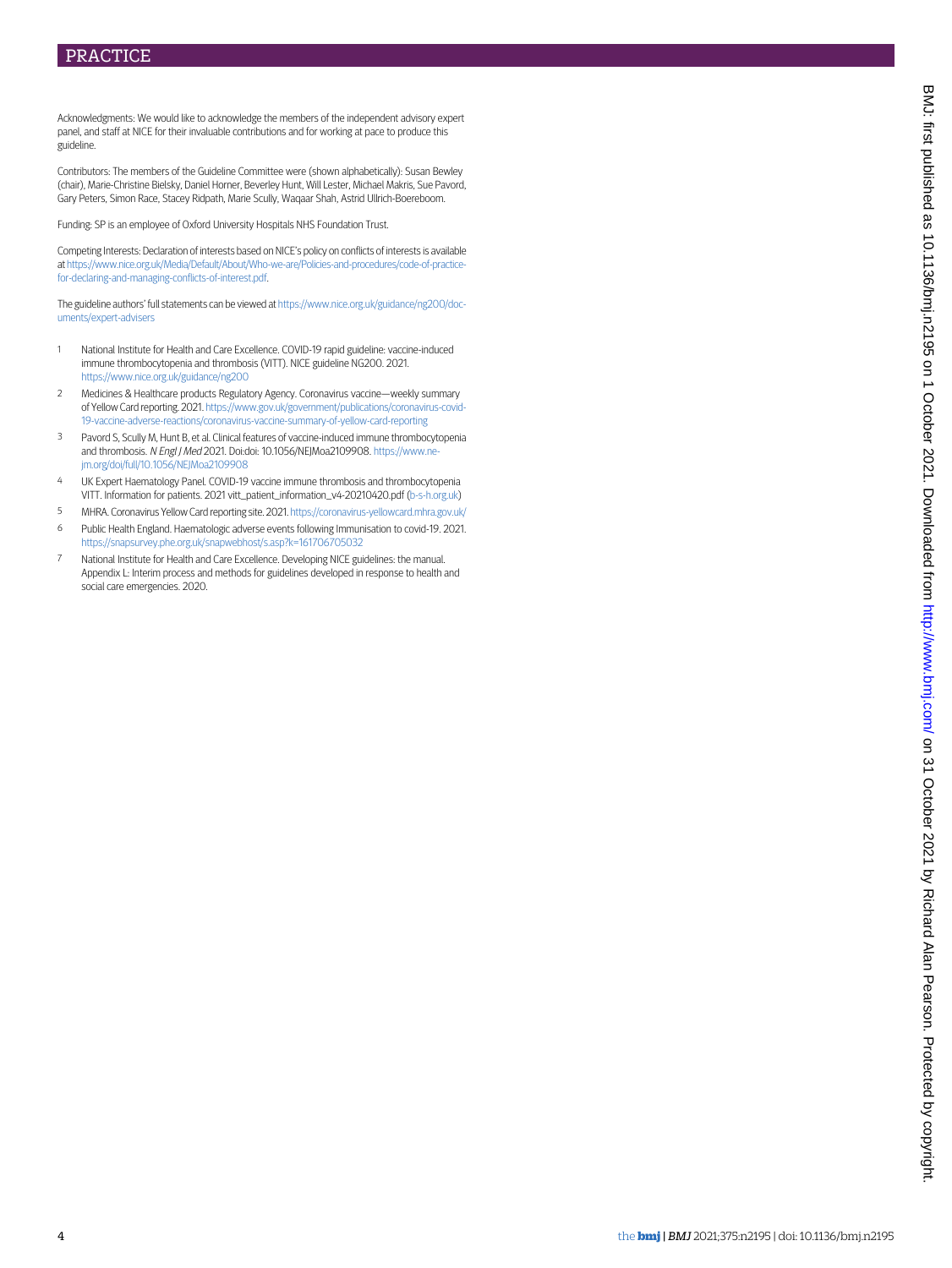Acknowledgments: We would like to acknowledge the members of the independent advisory expert panel, and staff at NICE for their invaluable contributions and for working at pace to produce this guideline.

Contributors: The members of the Guideline Committee were (shown alphabetically): Susan Bewley (chair), Marie-Christine Bielsky, Daniel Horner, Beverley Hunt, Will Lester, Michael Makris, Sue Pavord, Gary Peters, Simon Race, Stacey Ridpath, Marie Scully, Waqaar Shah, Astrid Ullrich-Boereboom.

Funding: SP is an employee of Oxford University Hospitals NHS Foundation Trust.

Competing Interests: Declaration of interests based on NICE's policy on conflicts of interests is available at https://www.nice.org.uk/Media/Default/About/Who-we-are/Policies-and-procedures/code-of-practice-for-declaring-and-managing-conflicts-of-interest.pdf.

The guideline authors' full statements can be viewed at https://www.nice.org.uk/guidance/ng200/documents/expert-advisers

1. National Institute for Health and Care Excellence. COVID-19 rapid guideline: vaccine-induced immune thrombocytopenia and thrombosis (VITT). NICE guideline NG200. 2021. https://www.nice.org.uk/guidance/ng200
2. Medicines & Healthcare products Regulatory Agency. Coronavirus vaccine—weekly summary of Yellow Card reporting. 2021. https://www.gov.uk/government/publications/coronavirus-covid-19-vaccine-adverse-reactions/coronavirus-vaccine-summary-of-yellow-card-reporting
3. Pavord S, Scully M, Hunt B, et al. Clinical features of vaccine-induced immune thrombocytopenia and thrombosis. *N Engl J Med* 2021. Doi:doi: 10.1056/NEJMoa2109908. https://www.nejm.org/doi/full/10.1056/NEJMoa2109908
4. UK Expert Haematology Panel. COVID-19 vaccine immune thrombosis and thrombocytopenia VITT. Information for patients. 2021 vitt_patient_information_v4-20210420.pdf (b-s-h.org.uk)
5. MHRA. Coronavirus Yellow Card reporting site. 2021. https://coronavirus-yellowcard.mhra.gov.uk/
6. Public Health England. Haematologic adverse events following Immunisation to covid-19. 2021. https://snapsurvey.phe.org.uk/snapwebhost/s.asp?k=161706705032
7. National Institute for Health and Care Excellence. Developing NICE guidelines: the manual. Appendix L: Interim process and methods for guidelines developed in response to health and social care emergencies. 2020.